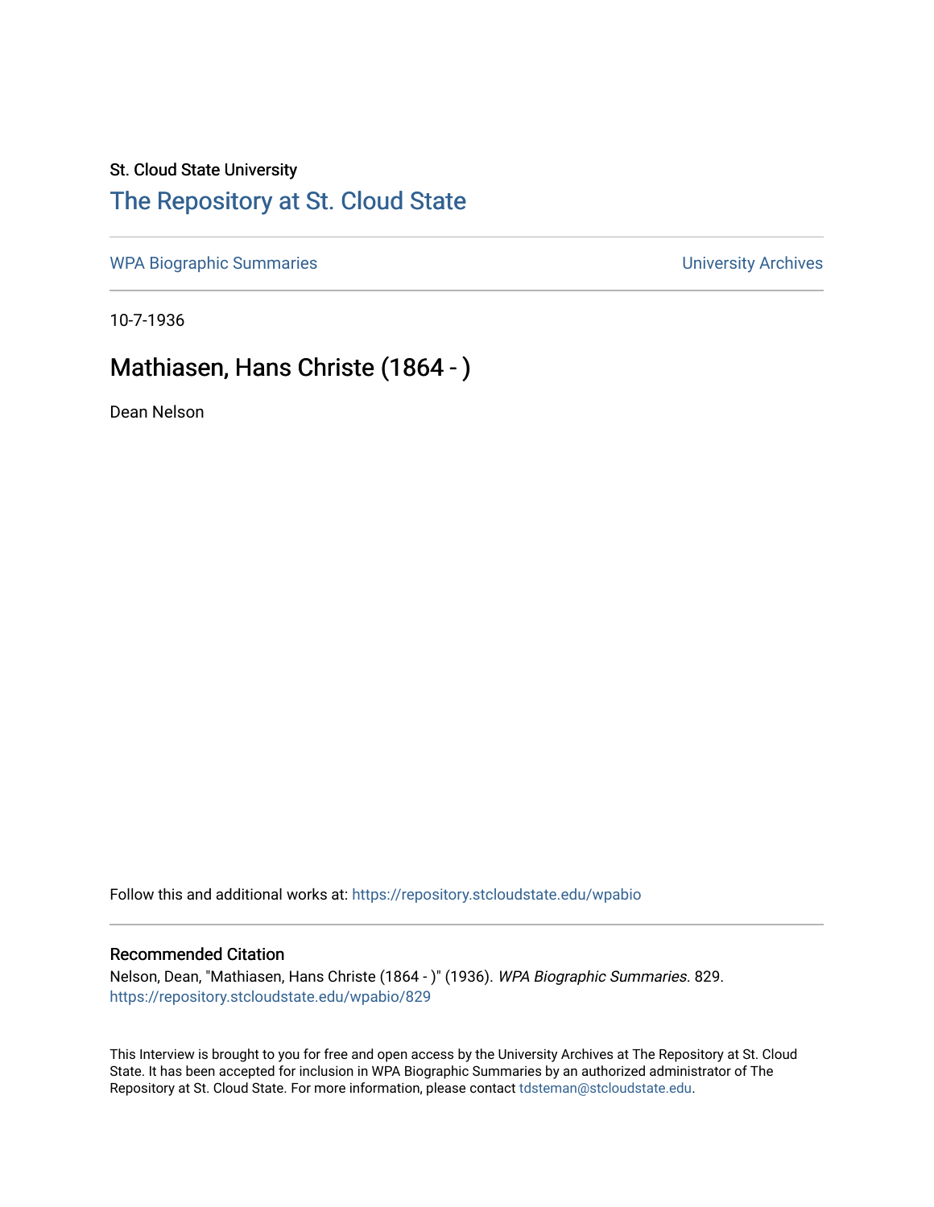St. Cloud State University

# The Repository at St. Cloud State

WPA Biographic Summaries

University Archives

10-7-1936

## Mathiasen, Hans Christe (1864 - )

Dean Nelson

Follow this and additional works at: https://repository.stcloudstate.edu/wpabio

### Recommended Citation

Nelson, Dean, "Mathiasen, Hans Christe (1864 - )" (1936). *WPA Biographic Summaries*. 829.
https://repository.stcloudstate.edu/wpabio/829

This Interview is brought to you for free and open access by the University Archives at The Repository at St. Cloud State. It has been accepted for inclusion in WPA Biographic Summaries by an authorized administrator of The Repository at St. Cloud State. For more information, please contact tdsteman@stcloudstate.edu.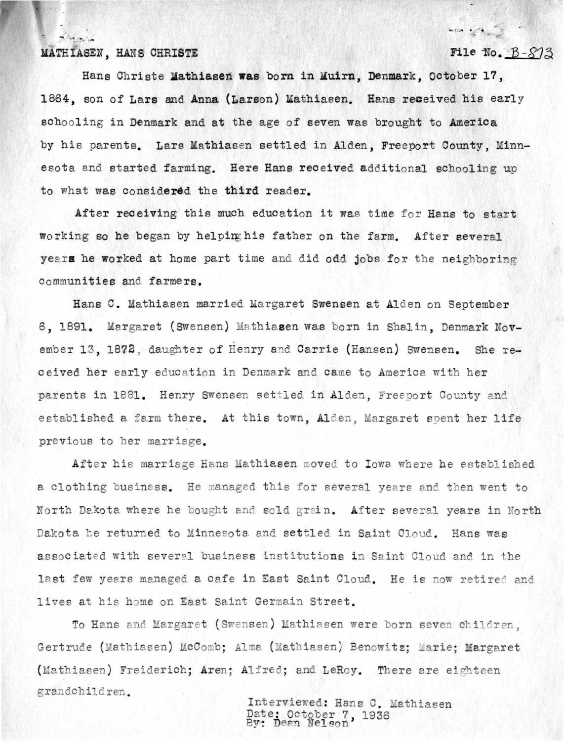MATHIASEN, HANS CHRISTE File No. B-873

Hans Christe Mathiasen was born in Muirn, Denmark, October 17, 1864, son of Lars and Anna (Larson) Mathiasen. Hans received his early schooling in Denmark and at the age of seven was brought to America by his parents. Lars Mathiasen settled in Alden, Freeport County, Minnesota and started farming. Here Hans received additional schooling up to what was considered the third reader.

After receiving this much education it was time for Hans to start working so he began by helping his father on the farm. After several years he worked at home part time and did odd jobs for the neighboring communities and farmers.

Hans C. Mathiasen married Margaret Swensen at Alden on September 6, 1891. Margaret (Swensen) Mathiasen was born in Shalin, Denmark November 13, 1872, daughter of Henry and Carrie (Hansen) Swensen. She received her early education in Denmark and came to America with her parents in 1881. Henry Swensen settled in Alden, Freeport County and established a farm there. At this town, Alden, Margaret spent her life previous to her marriage.

After his marriage Hans Mathiasen moved to Iowa where he established a clothing business. He managed this for several years and then went to North Dakota where he bought and sold grain. After several years in North Dakota he returned to Minnesota and settled in Saint Cloud. Hans was associated with several business institutions in Saint Cloud and in the last few years managed a cafe in East Saint Cloud. He is now retired and lives at his home on East Saint Germain Street.

To Hans and Margaret (Swensen) Mathiasen were born seven children, Gertrude (Mathiasen) McComb; Alma (Mathiasen) Benowitz; Marie; Margaret (Mathiasen) Freiderich; Aren; Alfred; and LeRoy. There are eighteen grandchildren.

Interviewed: Hans C. Mathiasen
Date: October 7, 1936
By: Dean Nelson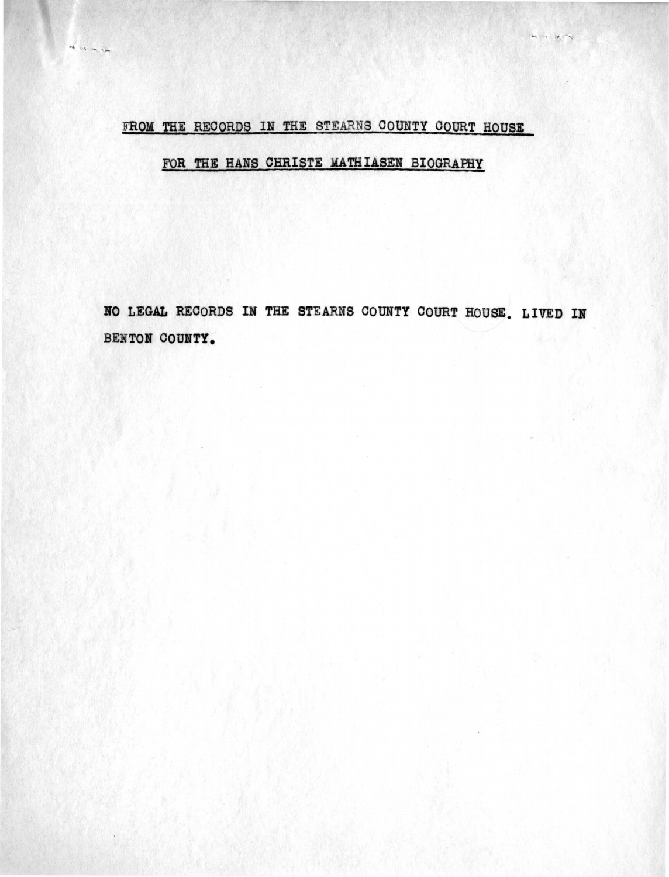## FROM THE RECORDS IN THE STEARNS COUNTY COURT HOUSE

## FOR THE HANS CHRISTE MATHIASEN BIOGRAPHY

NO LEGAL RECORDS IN THE STEARNS COUNTY COURT HOUSE. LIVED IN BENTON COUNTY.